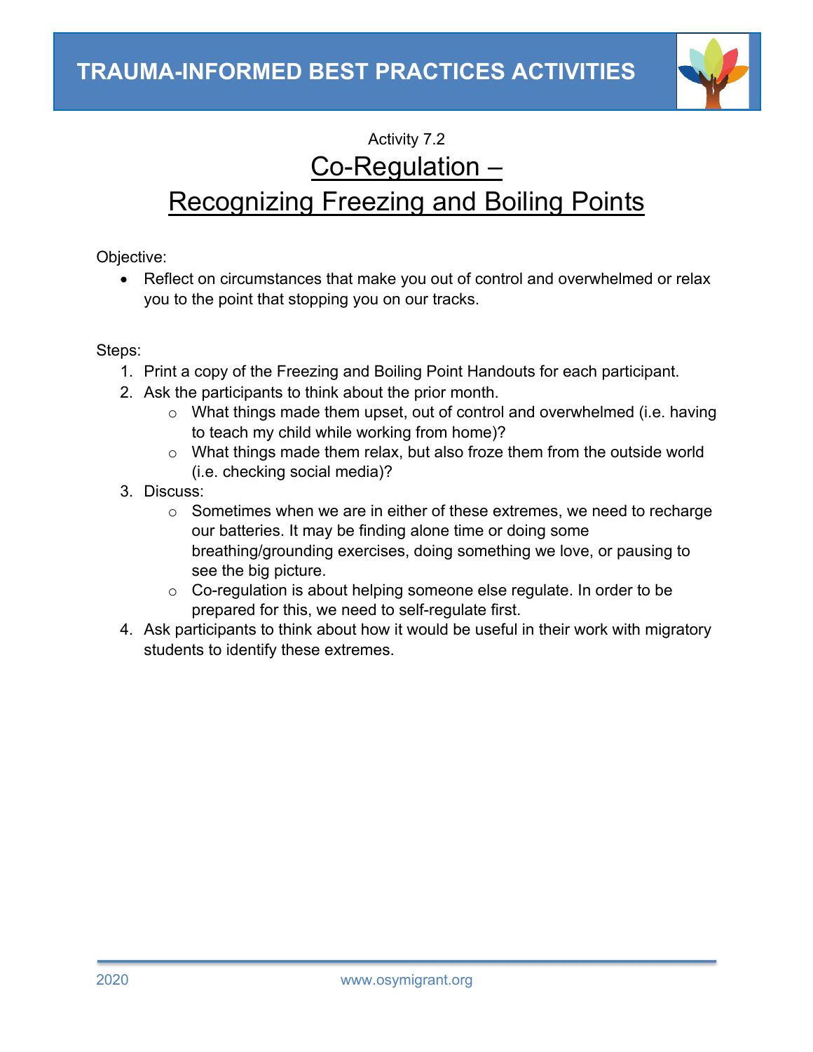# TRAUMA-INFORMED BEST PRACTICES ACTIVITIES

Activity 7.2

## Co-Regulation – Recognizing Freezing and Boiling Points

Objective:

- Reflect on circumstances that make you out of control and overwhelmed or relax you to the point that stopping you on our tracks.

Steps:

1. Print a copy of the Freezing and Boiling Point Handouts for each participant.
2. Ask the participants to think about the prior month.
   - What things made them upset, out of control and overwhelmed (i.e. having to teach my child while working from home)?
   - What things made them relax, but also froze them from the outside world (i.e. checking social media)?
3. Discuss:
   - Sometimes when we are in either of these extremes, we need to recharge our batteries. It may be finding alone time or doing some breathing/grounding exercises, doing something we love, or pausing to see the big picture.
   - Co-regulation is about helping someone else regulate. In order to be prepared for this, we need to self-regulate first.
4. Ask participants to think about how it would be useful in their work with migratory students to identify these extremes.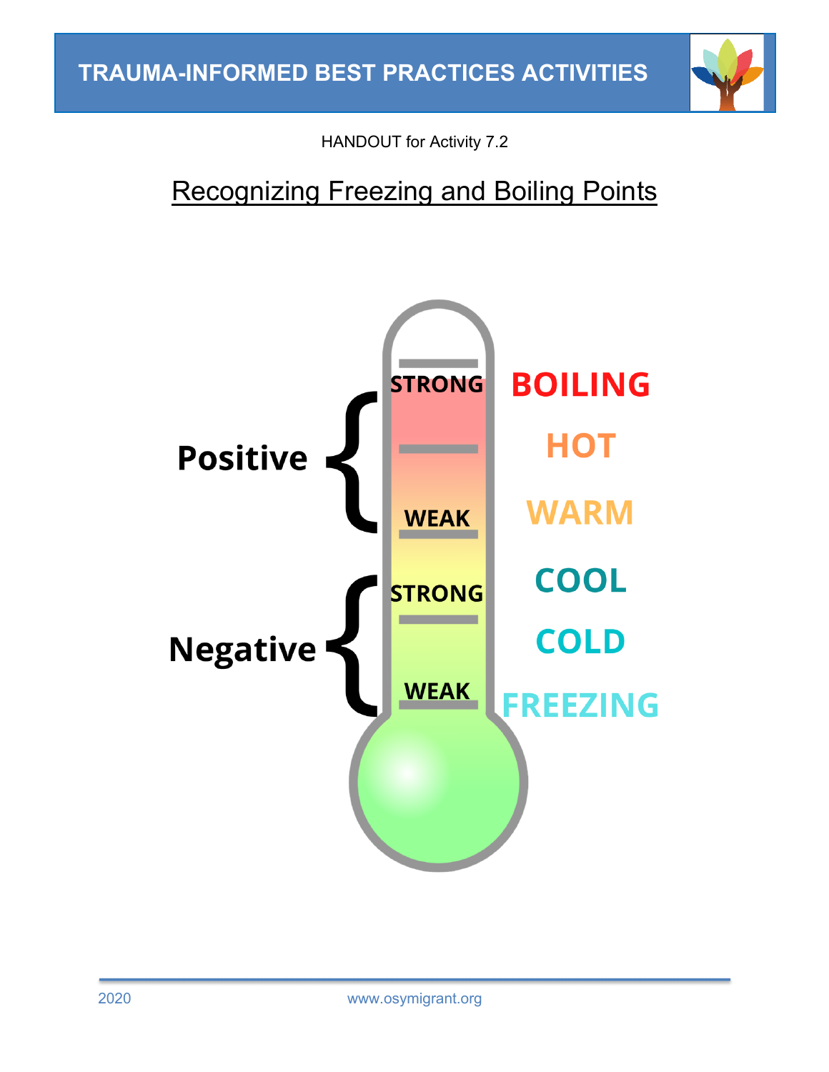TRAUMA-INFORMED BEST PRACTICES ACTIVITIES

HANDOUT for Activity 7.2

# Recognizing Freezing and Boiling Points

Positive

STRONG

WEAK

Negative

STRONG

WEAK

BOILING

HOT

WARM

COOL

COLD

FREEZING

2020 www.osymigrant.org